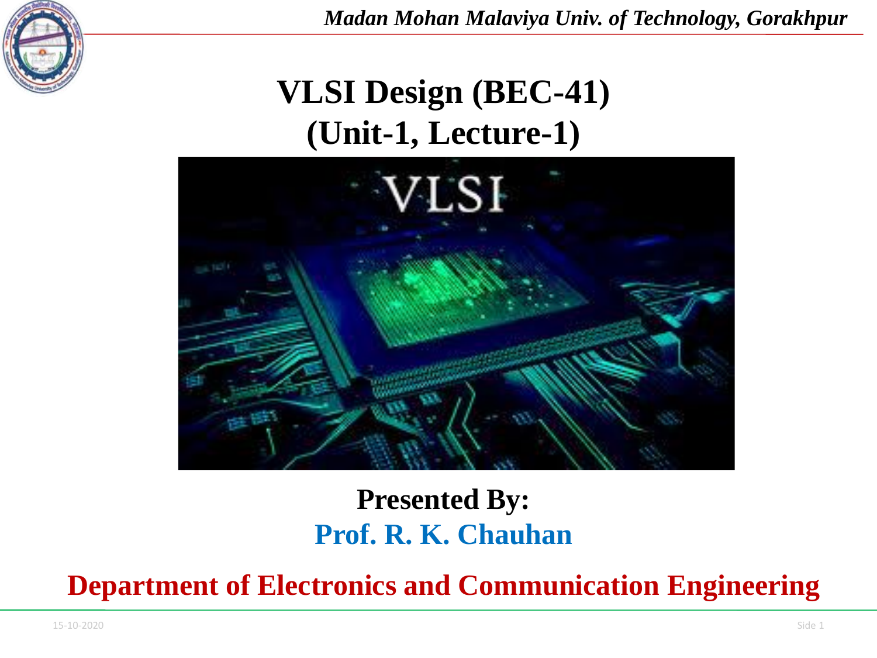# VLSI Design (BEC-41)
## (Unit-1, Lecture-1)

**Presented By:**

**Prof. R. K. Chauhan**

**Department of Electronics and Communication Engineering**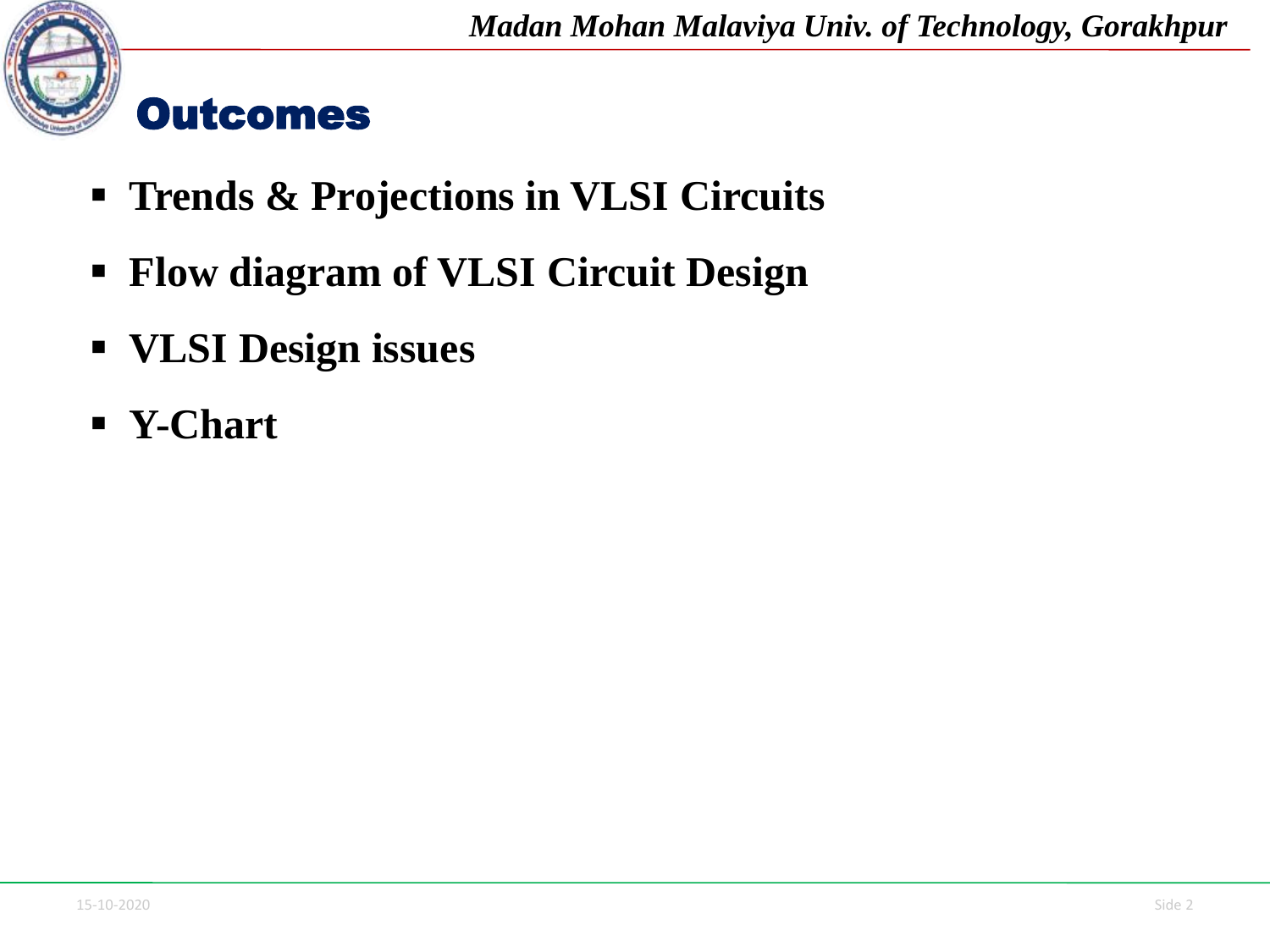# Outcomes

- **Trends & Projections in VLSI Circuits**
- **Flow diagram of VLSI Circuit Design**
- **VLSI Design issues**
- **Y-Chart**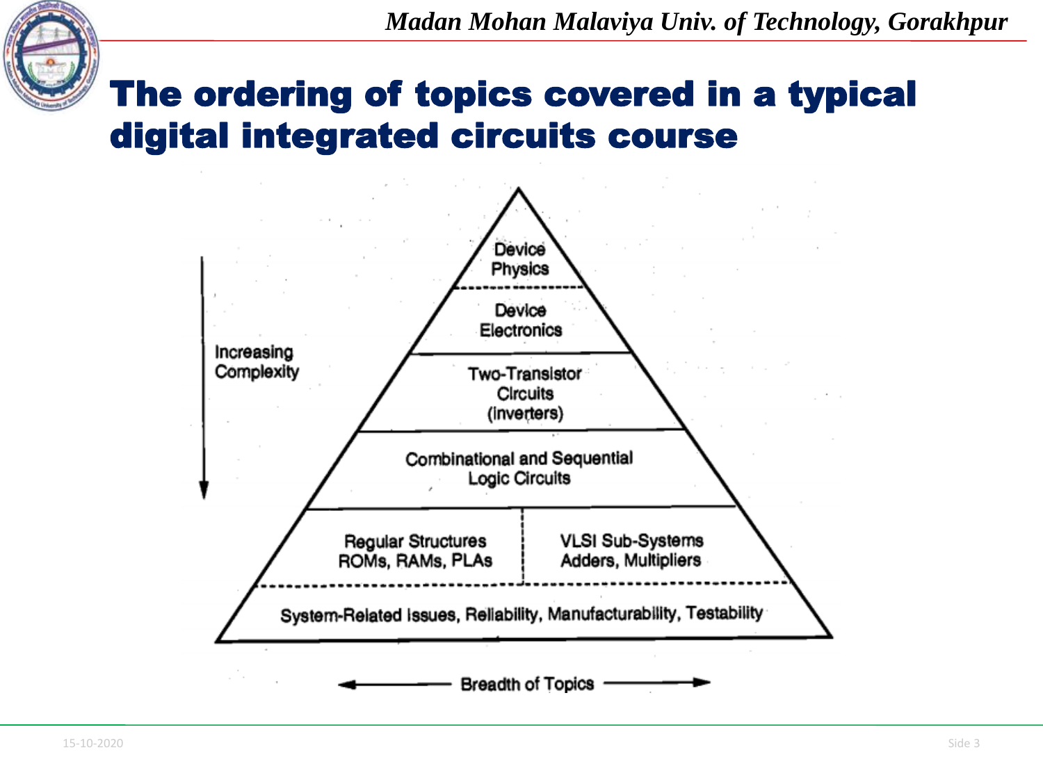# The ordering of topics covered in a typical digital integrated circuits course

Increasing Complexity

Device Physics

Device Electronics

Two-Transistor Circuits (Inverters)

Combinational and Sequential Logic Circuits

Regular Structures ROMs, RAMs, PLAs

VLSI Sub-Systems Adders, Multipliers

System-Related Issues, Reliability, Manufacturability, Testability

Breadth of Topics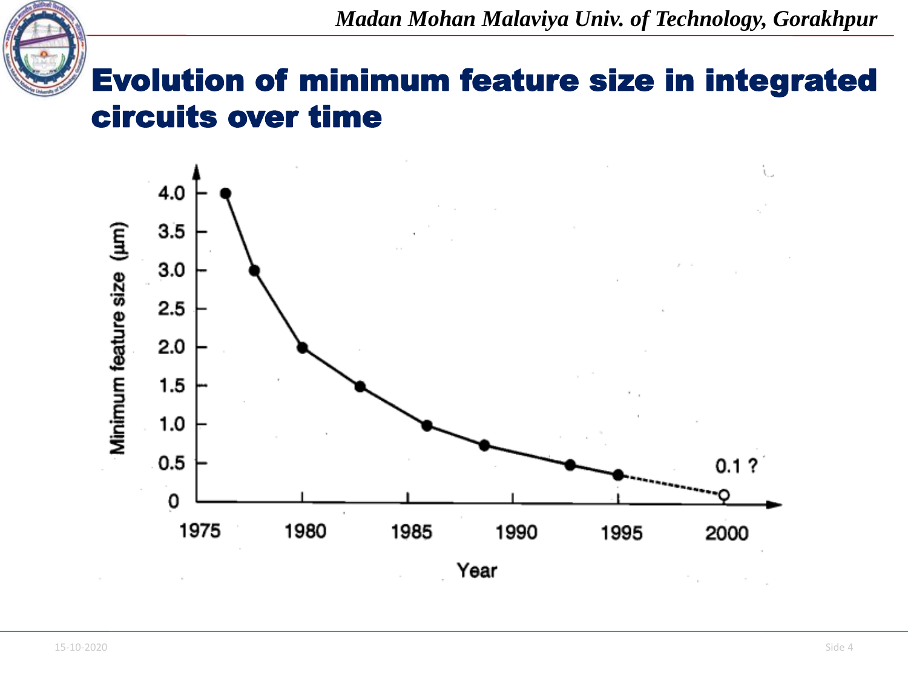# Evolution of minimum feature size in integrated circuits over time

Minimum feature size (μm)

4.0
3.5
3.0
2.5
2.0
1.5
1.0
0.5
0

0.1 ?

1975 1980 1985 1990 1995 2000

Year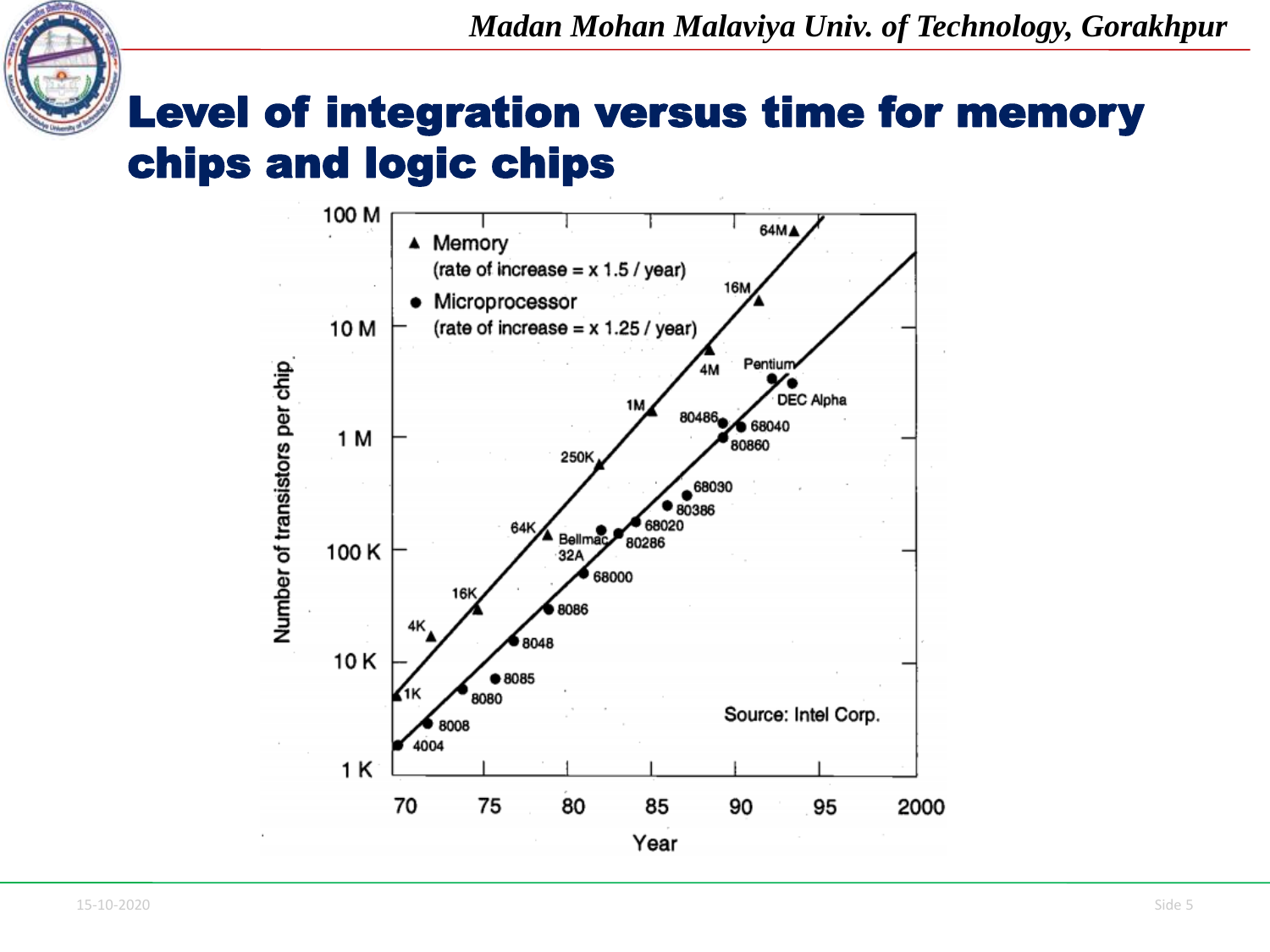# Level of integration versus time for memory chips and logic chips

100 M

▲ Memory
(rate of increase = x 1.5 / year)

● Microprocessor
(rate of increase = x 1.25 / year)

10 M

1 M

100 K

10 K

1 K

Number of transistors per chip

70 75 80 85 90 95 2000

Year

Memory: 1K, 4K, 16K, 64K, 250K, 1M, 4M, 16M, 64M

Microprocessor: 4004, 8008, 8080, 8085, 8048, 8086, 68000, Bellmac 32A, 80286, 68020, 80386, 68030, 80860, 80486, 68040, Pentium, DEC Alpha

Source: Intel Corp.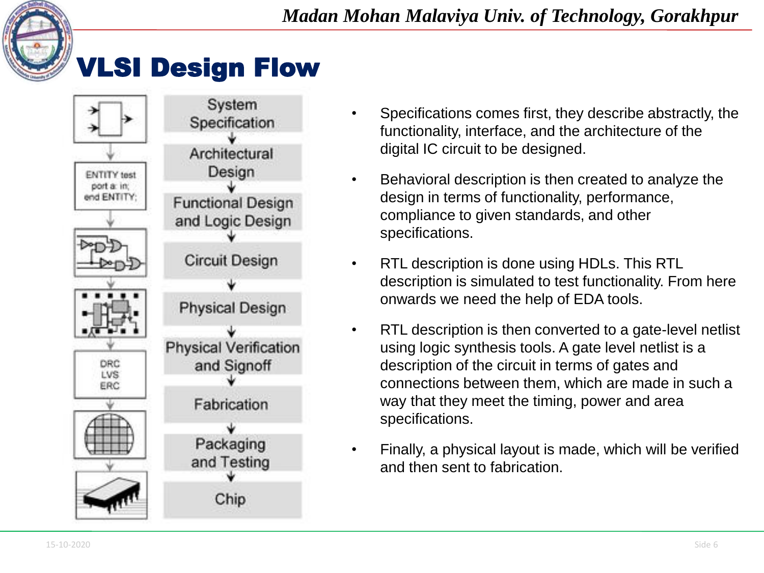# VLSI Design Flow

System Specification → Architectural Design → Functional Design and Logic Design → Circuit Design → Physical Design → Physical Verification and Signoff → Fabrication → Packaging and Testing → Chip

- Specifications comes first, they describe abstractly, the functionality, interface, and the architecture of the digital IC circuit to be designed.
- Behavioral description is then created to analyze the design in terms of functionality, performance, compliance to given standards, and other specifications.
- RTL description is done using HDLs. This RTL description is simulated to test functionality. From here onwards we need the help of EDA tools.
- RTL description is then converted to a gate-level netlist using logic synthesis tools. A gate level netlist is a description of the circuit in terms of gates and connections between them, which are made in such a way that they meet the timing, power and area specifications.
- Finally, a physical layout is made, which will be verified and then sent to fabrication.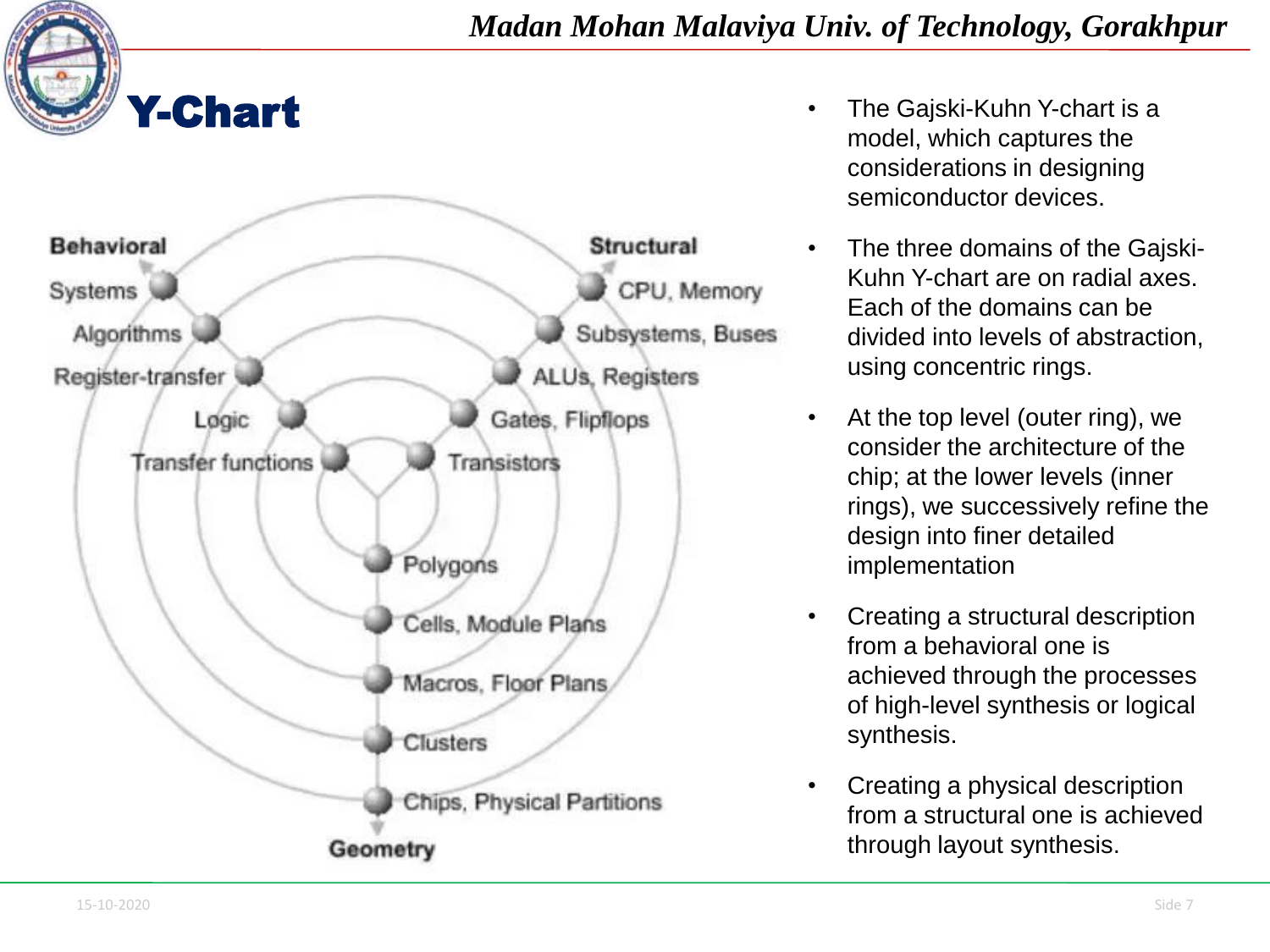# Y-Chart

Behavioral: Systems, Algorithms, Register-transfer, Logic, Transfer functions

Structural: CPU, Memory, Subsystems, Buses, ALUs, Registers, Gates, Flipflops, Transistors

Geometry: Polygons, Cells, Module Plans, Macros, Floor Plans, Clusters, Chips, Physical Partitions

- The Gajski-Kuhn Y-chart is a model, which captures the considerations in designing semiconductor devices.
- The three domains of the Gajski-Kuhn Y-chart are on radial axes. Each of the domains can be divided into levels of abstraction, using concentric rings.
- At the top level (outer ring), we consider the architecture of the chip; at the lower levels (inner rings), we successively refine the design into finer detailed implementation
- Creating a structural description from a behavioral one is achieved through the processes of high-level synthesis or logical synthesis.
- Creating a physical description from a structural one is achieved through layout synthesis.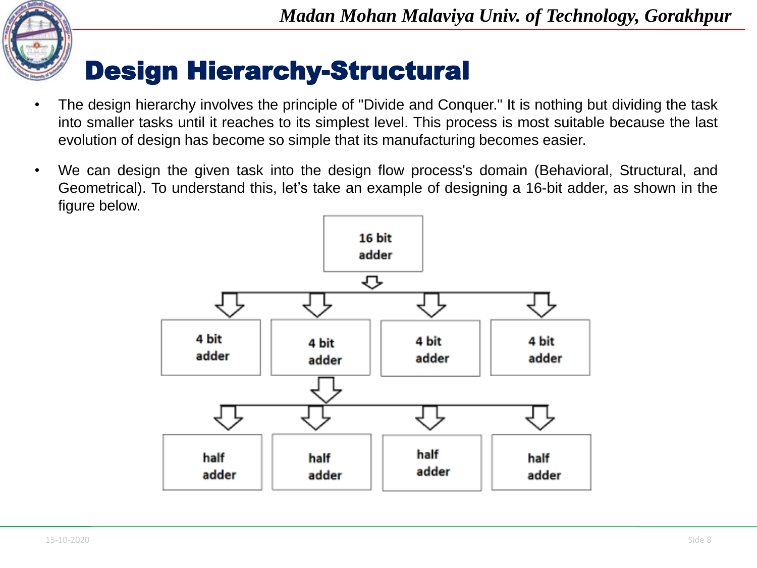# Design Hierarchy-Structural

- The design hierarchy involves the principle of "Divide and Conquer." It is nothing but dividing the task into smaller tasks until it reaches to its simplest level. This process is most suitable because the last evolution of design has become so simple that its manufacturing becomes easier.
- We can design the given task into the design flow process's domain (Behavioral, Structural, and Geometrical). To understand this, let's take an example of designing a 16-bit adder, as shown in the figure below.

16 bit adder

4 bit adder | 4 bit adder | 4 bit adder | 4 bit adder

half adder | half adder | half adder | half adder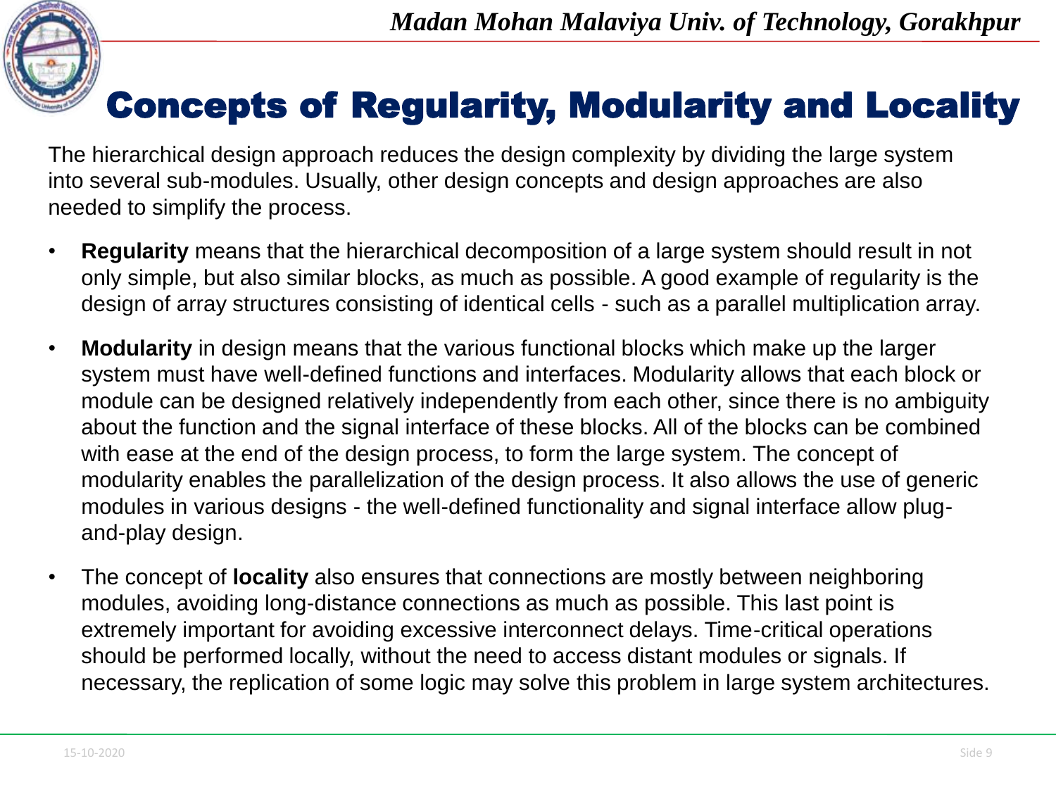# Concepts of Regularity, Modularity and Locality

The hierarchical design approach reduces the design complexity by dividing the large system into several sub-modules. Usually, other design concepts and design approaches are also needed to simplify the process.

- **Regularity** means that the hierarchical decomposition of a large system should result in not only simple, but also similar blocks, as much as possible. A good example of regularity is the design of array structures consisting of identical cells - such as a parallel multiplication array.
- **Modularity** in design means that the various functional blocks which make up the larger system must have well-defined functions and interfaces. Modularity allows that each block or module can be designed relatively independently from each other, since there is no ambiguity about the function and the signal interface of these blocks. All of the blocks can be combined with ease at the end of the design process, to form the large system. The concept of modularity enables the parallelization of the design process. It also allows the use of generic modules in various designs - the well-defined functionality and signal interface allow plug-and-play design.
- The concept of **locality** also ensures that connections are mostly between neighboring modules, avoiding long-distance connections as much as possible. This last point is extremely important for avoiding excessive interconnect delays. Time-critical operations should be performed locally, without the need to access distant modules or signals. If necessary, the replication of some logic may solve this problem in large system architectures.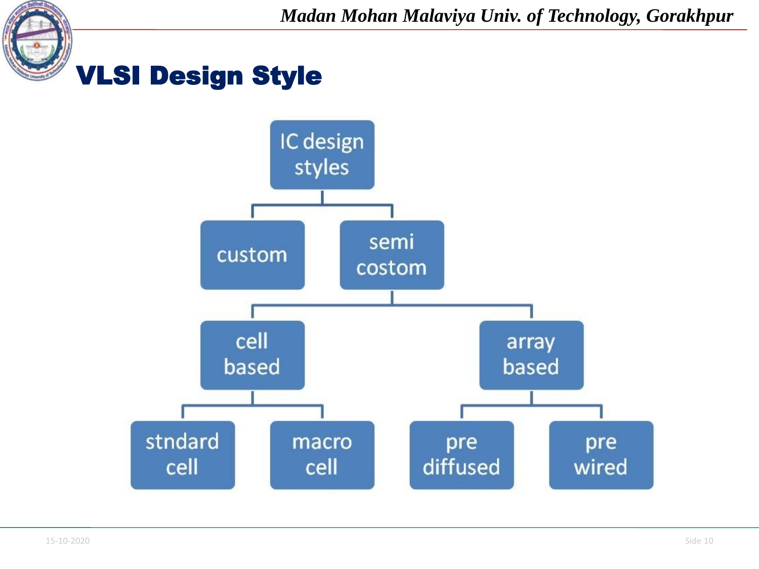# VLSI Design Style

IC design styles

custom

semi costom

cell based

array based

stndard cell

macro cell

pre diffused

pre wired